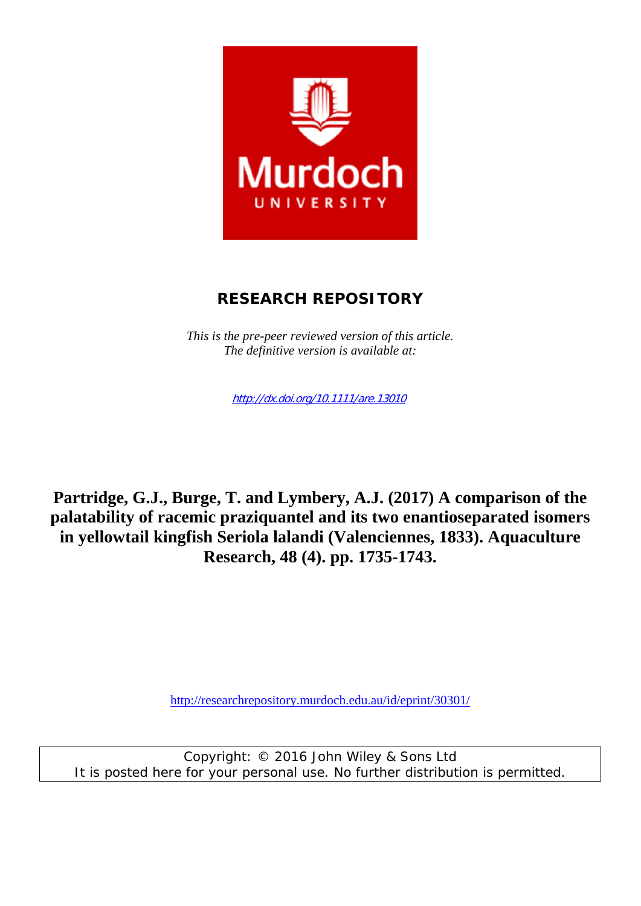Murdoch UNIVERSITY

## RESEARCH REPOSITORY

*This is the pre-peer reviewed version of this article.*
*The definitive version is available at:*

http://dx.doi.org/10.1111/are.13010

**Partridge, G.J., Burge, T. and Lymbery, A.J. (2017) A comparison of the palatability of racemic praziquantel and its two enantioseparated isomers in yellowtail kingfish Seriola lalandi (Valenciennes, 1833). Aquaculture Research, 48 (4). pp. 1735-1743.**

http://researchrepository.murdoch.edu.au/id/eprint/30301/

Copyright: © 2016 John Wiley & Sons Ltd
It is posted here for your personal use. No further distribution is permitted.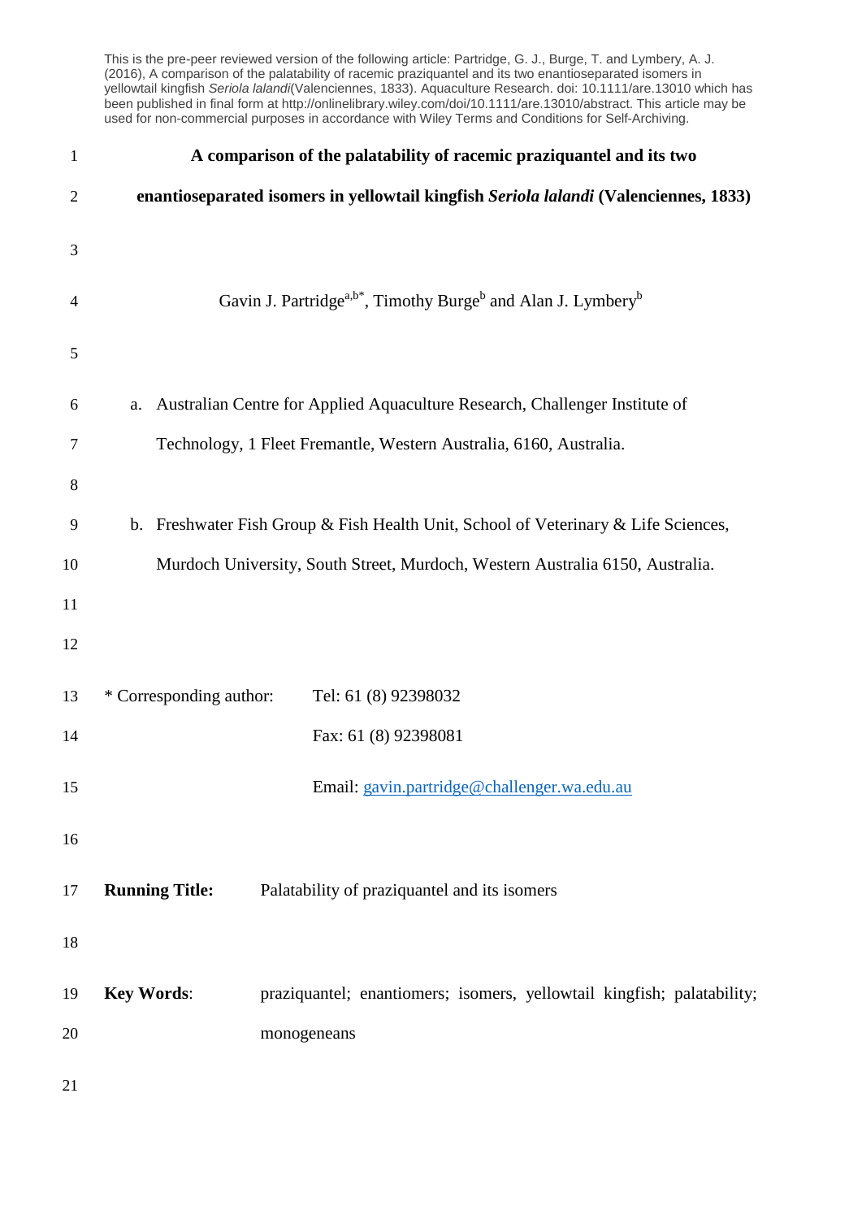This is the pre-peer reviewed version of the following article: Partridge, G. J., Burge, T. and Lymbery, A. J. (2016), A comparison of the palatability of racemic praziquantel and its two enantioseparated isomers in yellowtail kingfish *Seriola lalandi*(Valenciennes, 1833). Aquaculture Research. doi: 10.1111/are.13010 which has been published in final form at http://onlinelibrary.wiley.com/doi/10.1111/are.13010/abstract. This article may be used for non-commercial purposes in accordance with Wiley Terms and Conditions for Self-Archiving.

# A comparison of the palatability of racemic praziquantel and its two enantioseparated isomers in yellowtail kingfish *Seriola lalandi* (Valenciennes, 1833)

Gavin J. Partridge[a,b*], Timothy Burge[b] and Alan J. Lymbery[b]

a. Australian Centre for Applied Aquaculture Research, Challenger Institute of Technology, 1 Fleet Fremantle, Western Australia, 6160, Australia.

b. Freshwater Fish Group & Fish Health Unit, School of Veterinary & Life Sciences, Murdoch University, South Street, Murdoch, Western Australia 6150, Australia.

\* Corresponding author: Tel: 61 (8) 92398032

Fax: 61 (8) 92398081

Email: gavin.partridge@challenger.wa.edu.au

**Running Title:** Palatability of praziquantel and its isomers

**Key Words**: praziquantel; enantiomers; isomers, yellowtail kingfish; palatability; monogeneans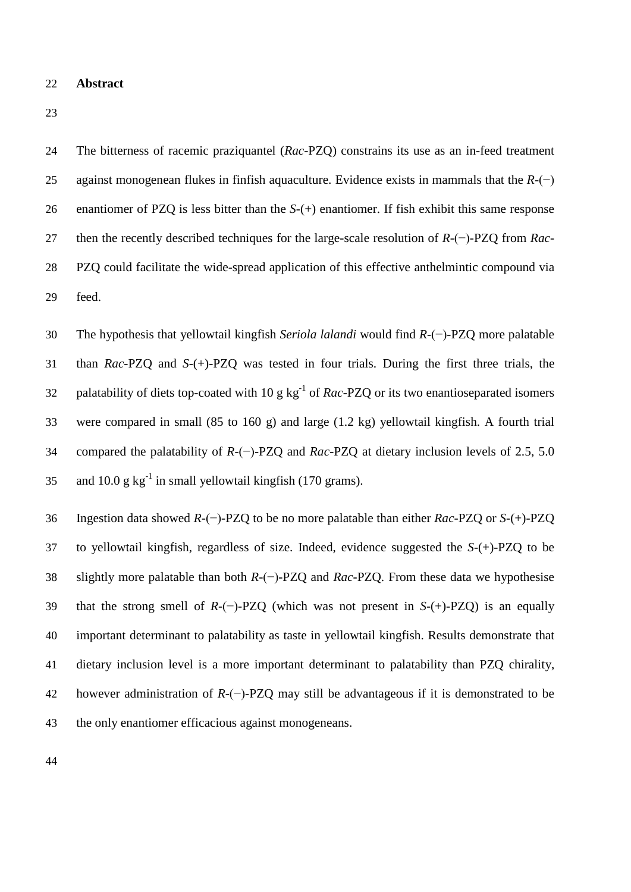## Abstract

The bitterness of racemic praziquantel (*Rac*-PZQ) constrains its use as an in-feed treatment against monogenean flukes in finfish aquaculture. Evidence exists in mammals that the *R*-(−) enantiomer of PZQ is less bitter than the *S*-(+) enantiomer. If fish exhibit this same response then the recently described techniques for the large-scale resolution of *R*-(−)-PZQ from *Rac*-PZQ could facilitate the wide-spread application of this effective anthelmintic compound via feed.

The hypothesis that yellowtail kingfish *Seriola lalandi* would find *R*-(−)-PZQ more palatable than *Rac*-PZQ and *S*-(+)-PZQ was tested in four trials. During the first three trials, the palatability of diets top-coated with 10 g $kg^{-1}$ of *Rac*-PZQ or its two enantioseparated isomers were compared in small (85 to 160 g) and large (1.2 kg) yellowtail kingfish. A fourth trial compared the palatability of *R*-(−)-PZQ and *Rac*-PZQ at dietary inclusion levels of 2.5, 5.0 and 10.0 g $kg^{-1}$ in small yellowtail kingfish (170 grams).

Ingestion data showed *R*-(−)-PZQ to be no more palatable than either *Rac*-PZQ or *S*-(+)-PZQ to yellowtail kingfish, regardless of size. Indeed, evidence suggested the *S*-(+)-PZQ to be slightly more palatable than both *R*-(−)-PZQ and *Rac*-PZQ. From these data we hypothesise that the strong smell of *R*-(−)-PZQ (which was not present in *S*-(+)-PZQ) is an equally important determinant to palatability as taste in yellowtail kingfish. Results demonstrate that dietary inclusion level is a more important determinant to palatability than PZQ chirality, however administration of *R*-(−)-PZQ may still be advantageous if it is demonstrated to be the only enantiomer efficacious against monogeneans.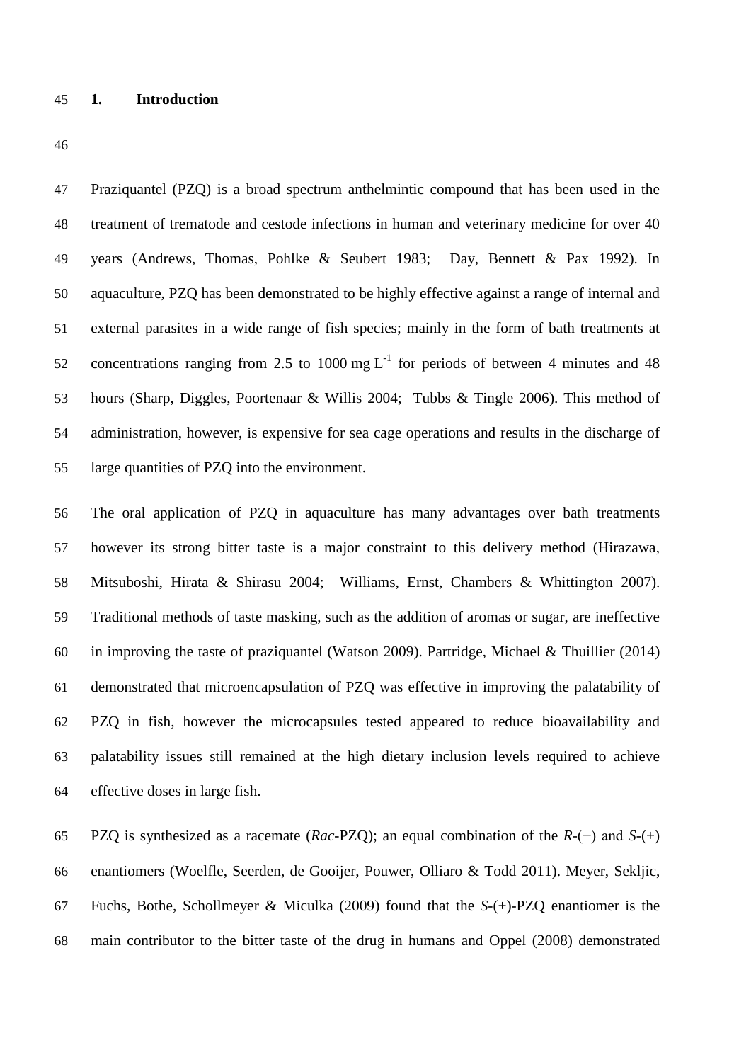## 1. Introduction

Praziquantel (PZQ) is a broad spectrum anthelmintic compound that has been used in the treatment of trematode and cestode infections in human and veterinary medicine for over 40 years (Andrews, Thomas, Pohlke & Seubert 1983; Day, Bennett & Pax 1992). In aquaculture, PZQ has been demonstrated to be highly effective against a range of internal and external parasites in a wide range of fish species; mainly in the form of bath treatments at concentrations ranging from 2.5 to 1000 mg $L^{-1}$ for periods of between 4 minutes and 48 hours (Sharp, Diggles, Poortenaar & Willis 2004; Tubbs & Tingle 2006). This method of administration, however, is expensive for sea cage operations and results in the discharge of large quantities of PZQ into the environment.

The oral application of PZQ in aquaculture has many advantages over bath treatments however its strong bitter taste is a major constraint to this delivery method (Hirazawa, Mitsuboshi, Hirata & Shirasu 2004; Williams, Ernst, Chambers & Whittington 2007). Traditional methods of taste masking, such as the addition of aromas or sugar, are ineffective in improving the taste of praziquantel (Watson 2009). Partridge, Michael & Thuillier (2014) demonstrated that microencapsulation of PZQ was effective in improving the palatability of PZQ in fish, however the microcapsules tested appeared to reduce bioavailability and palatability issues still remained at the high dietary inclusion levels required to achieve effective doses in large fish.

PZQ is synthesized as a racemate (*Rac*-PZQ); an equal combination of the *R*-(−) and *S*-(+) enantiomers (Woelfle, Seerden, de Gooijer, Pouwer, Olliaro & Todd 2011). Meyer, Sekljic, Fuchs, Bothe, Schollmeyer & Miculka (2009) found that the *S*-(+)-PZQ enantiomer is the main contributor to the bitter taste of the drug in humans and Oppel (2008) demonstrated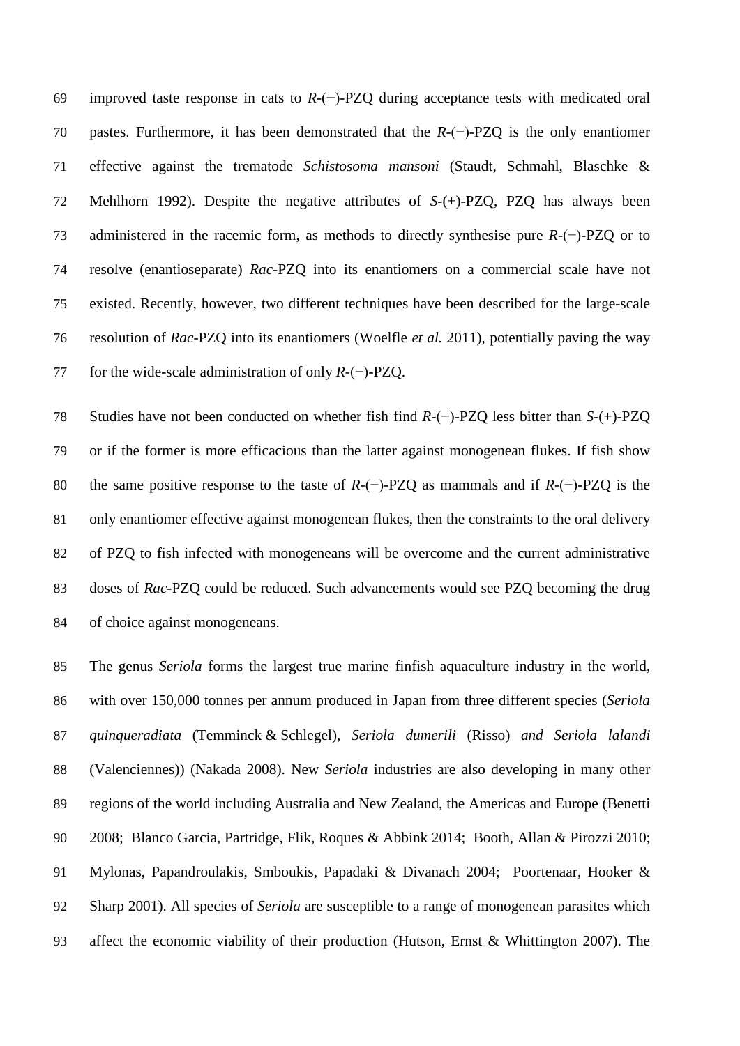improved taste response in cats to *R*-(−)-PZQ during acceptance tests with medicated oral pastes. Furthermore, it has been demonstrated that the *R*-(−)-PZQ is the only enantiomer effective against the trematode *Schistosoma mansoni* (Staudt, Schmahl, Blaschke & Mehlhorn 1992). Despite the negative attributes of *S*-(+)-PZQ, PZQ has always been administered in the racemic form, as methods to directly synthesise pure *R*-(−)-PZQ or to resolve (enantioseparate) *Rac*-PZQ into its enantiomers on a commercial scale have not existed. Recently, however, two different techniques have been described for the large-scale resolution of *Rac*-PZQ into its enantiomers (Woelfle *et al.* 2011), potentially paving the way for the wide-scale administration of only *R*-(−)-PZQ.

Studies have not been conducted on whether fish find *R*-(−)-PZQ less bitter than *S*-(+)-PZQ or if the former is more efficacious than the latter against monogenean flukes. If fish show the same positive response to the taste of *R*-(−)-PZQ as mammals and if *R*-(−)-PZQ is the only enantiomer effective against monogenean flukes, then the constraints to the oral delivery of PZQ to fish infected with monogeneans will be overcome and the current administrative doses of *Rac*-PZQ could be reduced. Such advancements would see PZQ becoming the drug of choice against monogeneans.

The genus *Seriola* forms the largest true marine finfish aquaculture industry in the world, with over 150,000 tonnes per annum produced in Japan from three different species (*Seriola quinqueradiata* (Temminck & Schlegel), *Seriola dumerili* (Risso) *and Seriola lalandi* (Valenciennes)) (Nakada 2008). New *Seriola* industries are also developing in many other regions of the world including Australia and New Zealand, the Americas and Europe (Benetti 2008; Blanco Garcia, Partridge, Flik, Roques & Abbink 2014; Booth, Allan & Pirozzi 2010; Mylonas, Papandroulakis, Smboukis, Papadaki & Divanach 2004; Poortenaar, Hooker & Sharp 2001). All species of *Seriola* are susceptible to a range of monogenean parasites which affect the economic viability of their production (Hutson, Ernst & Whittington 2007). The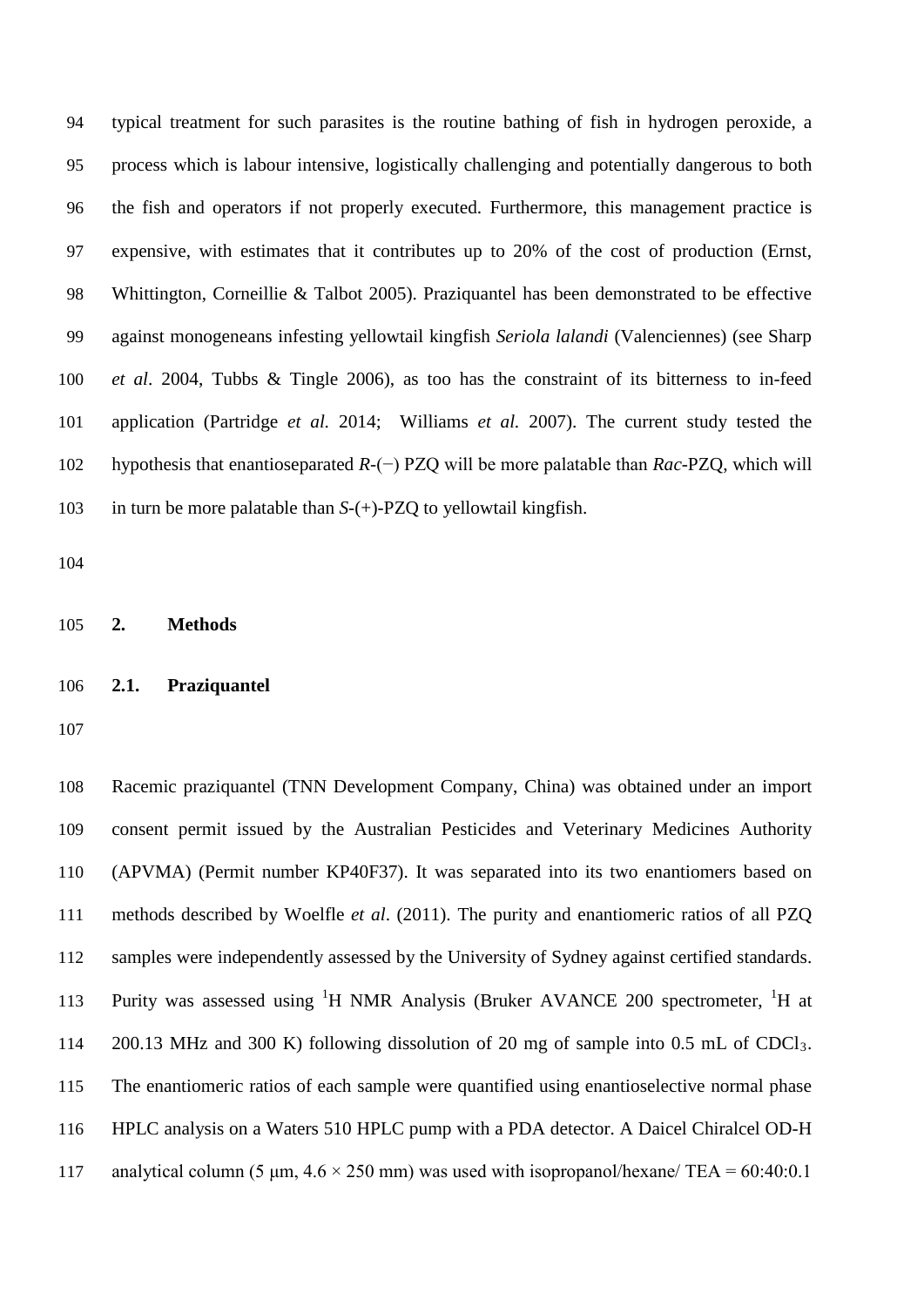typical treatment for such parasites is the routine bathing of fish in hydrogen peroxide, a process which is labour intensive, logistically challenging and potentially dangerous to both the fish and operators if not properly executed. Furthermore, this management practice is expensive, with estimates that it contributes up to 20% of the cost of production (Ernst, Whittington, Corneillie & Talbot 2005). Praziquantel has been demonstrated to be effective against monogeneans infesting yellowtail kingfish *Seriola lalandi* (Valenciennes) (see Sharp *et al*. 2004, Tubbs & Tingle 2006), as too has the constraint of its bitterness to in-feed application (Partridge *et al.* 2014; Williams *et al.* 2007). The current study tested the hypothesis that enantioseparated *R*-(−) PZQ will be more palatable than *Rac*-PZQ, which will in turn be more palatable than *S*-(+)-PZQ to yellowtail kingfish.

## 2. Methods

### 2.1. Praziquantel

Racemic praziquantel (TNN Development Company, China) was obtained under an import consent permit issued by the Australian Pesticides and Veterinary Medicines Authority (APVMA) (Permit number KP40F37). It was separated into its two enantiomers based on methods described by Woelfle *et al*. (2011). The purity and enantiomeric ratios of all PZQ samples were independently assessed by the University of Sydney against certified standards. Purity was assessed using $^1$H NMR Analysis (Bruker AVANCE 200 spectrometer, $^1$H at 200.13 MHz and 300 K) following dissolution of 20 mg of sample into 0.5 mL of $CDCl_3$. The enantiomeric ratios of each sample were quantified using enantioselective normal phase HPLC analysis on a Waters 510 HPLC pump with a PDA detector. A Daicel Chiralcel OD-H analytical column (5 μm, 4.6 × 250 mm) was used with isopropanol/hexane/ TEA = 60:40:0.1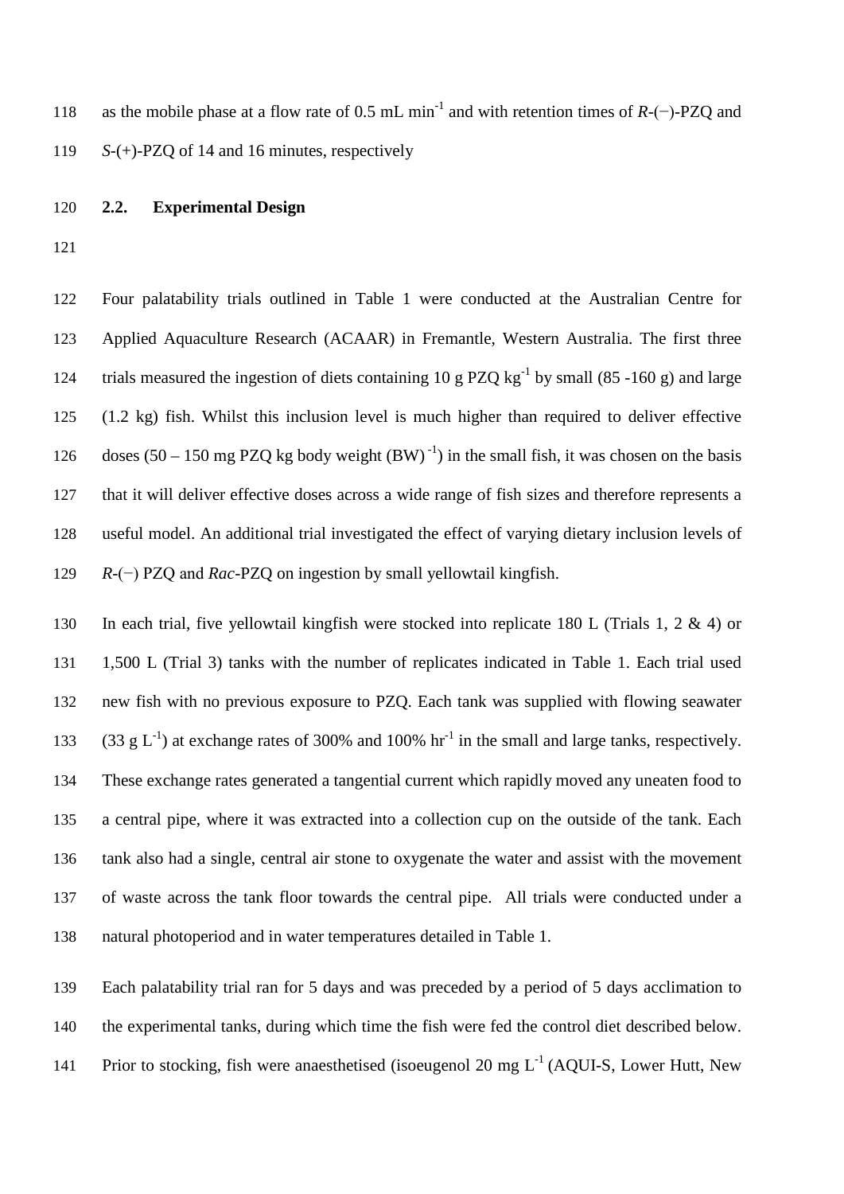as the mobile phase at a flow rate of 0.5 mL $min^{-1}$ and with retention times of *R*-(−)-PZQ and *S*-(+)-PZQ of 14 and 16 minutes, respectively

## 2.2. Experimental Design

Four palatability trials outlined in Table 1 were conducted at the Australian Centre for Applied Aquaculture Research (ACAAR) in Fremantle, Western Australia. The first three trials measured the ingestion of diets containing 10 g PZQ $kg^{-1}$ by small (85 -160 g) and large (1.2 kg) fish. Whilst this inclusion level is much higher than required to deliver effective doses (50 – 150 mg PZQ kg body weight $(BW)^{-1}$) in the small fish, it was chosen on the basis that it will deliver effective doses across a wide range of fish sizes and therefore represents a useful model. An additional trial investigated the effect of varying dietary inclusion levels of *R*-(−) PZQ and *Rac*-PZQ on ingestion by small yellowtail kingfish.

In each trial, five yellowtail kingfish were stocked into replicate 180 L (Trials 1, 2 & 4) or 1,500 L (Trial 3) tanks with the number of replicates indicated in Table 1. Each trial used new fish with no previous exposure to PZQ. Each tank was supplied with flowing seawater (33 g $L^{-1}$) at exchange rates of 300% and 100% $hr^{-1}$ in the small and large tanks, respectively. These exchange rates generated a tangential current which rapidly moved any uneaten food to a central pipe, where it was extracted into a collection cup on the outside of the tank. Each tank also had a single, central air stone to oxygenate the water and assist with the movement of waste across the tank floor towards the central pipe. All trials were conducted under a natural photoperiod and in water temperatures detailed in Table 1.

Each palatability trial ran for 5 days and was preceded by a period of 5 days acclimation to the experimental tanks, during which time the fish were fed the control diet described below. Prior to stocking, fish were anaesthetised (isoeugenol 20 mg $L^{-1}$ (AQUI-S, Lower Hutt, New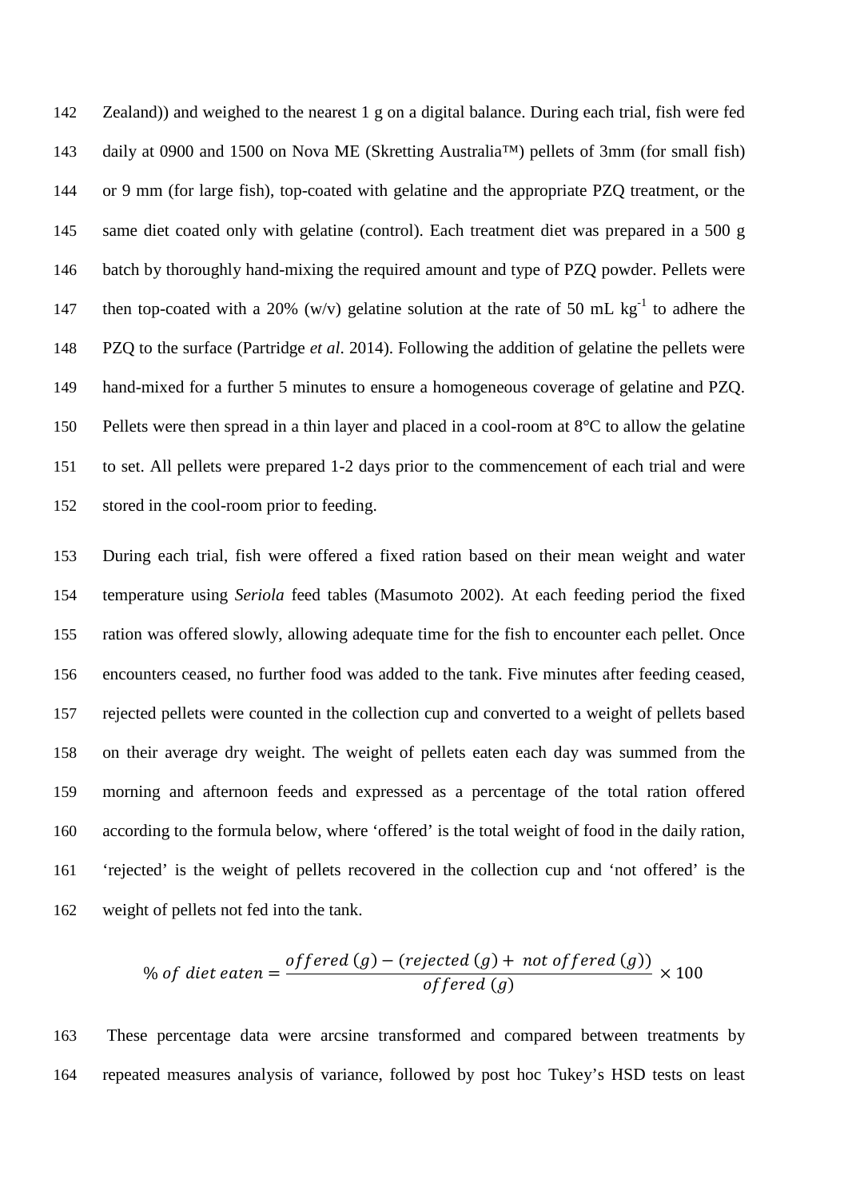Zealand)) and weighed to the nearest 1 g on a digital balance. During each trial, fish were fed daily at 0900 and 1500 on Nova ME (Skretting Australia™) pellets of 3mm (for small fish) or 9 mm (for large fish), top-coated with gelatine and the appropriate PZQ treatment, or the same diet coated only with gelatine (control). Each treatment diet was prepared in a 500 g batch by thoroughly hand-mixing the required amount and type of PZQ powder. Pellets were then top-coated with a 20% (w/v) gelatine solution at the rate of 50 mL $kg^{-1}$ to adhere the PZQ to the surface (Partridge *et al*. 2014). Following the addition of gelatine the pellets were hand-mixed for a further 5 minutes to ensure a homogeneous coverage of gelatine and PZQ. Pellets were then spread in a thin layer and placed in a cool-room at 8°C to allow the gelatine to set. All pellets were prepared 1-2 days prior to the commencement of each trial and were stored in the cool-room prior to feeding.

During each trial, fish were offered a fixed ration based on their mean weight and water temperature using *Seriola* feed tables (Masumoto 2002). At each feeding period the fixed ration was offered slowly, allowing adequate time for the fish to encounter each pellet. Once encounters ceased, no further food was added to the tank. Five minutes after feeding ceased, rejected pellets were counted in the collection cup and converted to a weight of pellets based on their average dry weight. The weight of pellets eaten each day was summed from the morning and afternoon feeds and expressed as a percentage of the total ration offered according to the formula below, where 'offered' is the total weight of food in the daily ration, 'rejected' is the weight of pellets recovered in the collection cup and 'not offered' is the weight of pellets not fed into the tank.

$$\%\ of\ diet\ eaten = \frac{offered\ (g) - (rejected\ (g) + \ not\ offered\ (g))}{offered\ (g)} \times 100$$

These percentage data were arcsine transformed and compared between treatments by repeated measures analysis of variance, followed by post hoc Tukey's HSD tests on least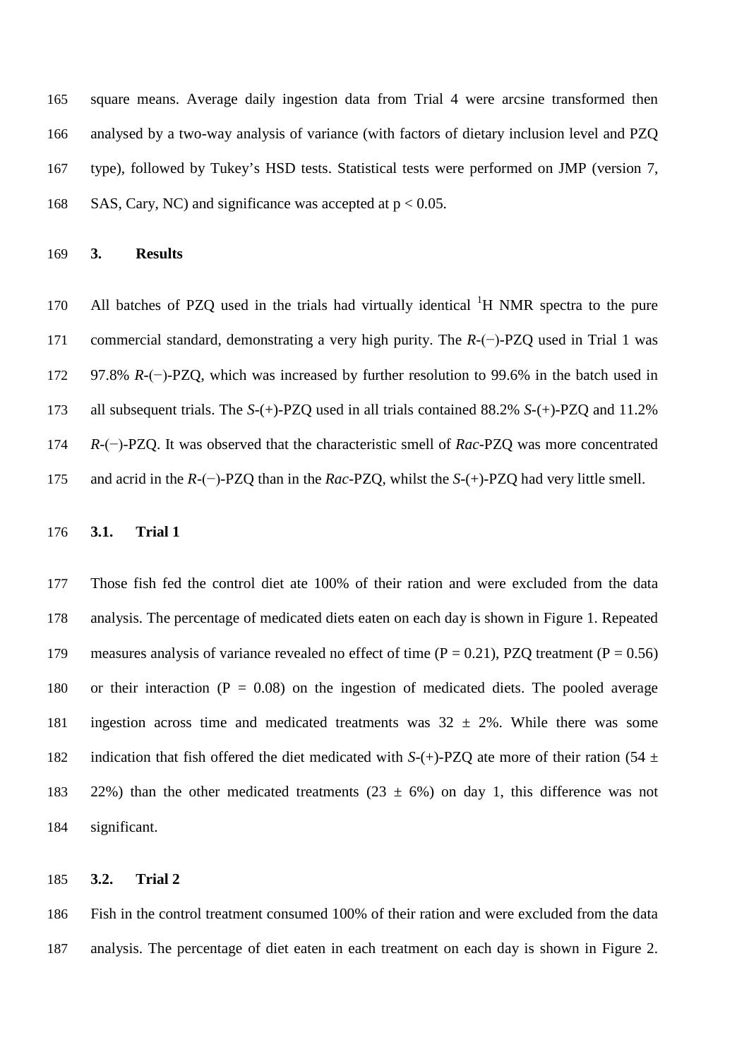square means. Average daily ingestion data from Trial 4 were arcsine transformed then analysed by a two-way analysis of variance (with factors of dietary inclusion level and PZQ type), followed by Tukey's HSD tests. Statistical tests were performed on JMP (version 7, SAS, Cary, NC) and significance was accepted at $p < 0.05$.

## 3. Results

All batches of PZQ used in the trials had virtually identical $^{1}$H NMR spectra to the pure commercial standard, demonstrating a very high purity. The *R*-(−)-PZQ used in Trial 1 was 97.8% *R*-(−)-PZQ, which was increased by further resolution to 99.6% in the batch used in all subsequent trials. The *S*-(+)-PZQ used in all trials contained 88.2% *S*-(+)-PZQ and 11.2% *R*-(−)-PZQ. It was observed that the characteristic smell of *Rac*-PZQ was more concentrated and acrid in the *R*-(−)-PZQ than in the *Rac*-PZQ, whilst the *S*-(+)-PZQ had very little smell.

### 3.1. Trial 1

Those fish fed the control diet ate 100% of their ration and were excluded from the data analysis. The percentage of medicated diets eaten on each day is shown in Figure 1. Repeated measures analysis of variance revealed no effect of time ($P = 0.21$), PZQ treatment ($P = 0.56$) or their interaction ($P = 0.08$) on the ingestion of medicated diets. The pooled average ingestion across time and medicated treatments was $32 \pm 2\%$. While there was some indication that fish offered the diet medicated with *S*-(+)-PZQ ate more of their ration ($54 \pm 22\%$) than the other medicated treatments ($23 \pm 6\%$) on day 1, this difference was not significant.

### 3.2. Trial 2

Fish in the control treatment consumed 100% of their ration and were excluded from the data analysis. The percentage of diet eaten in each treatment on each day is shown in Figure 2.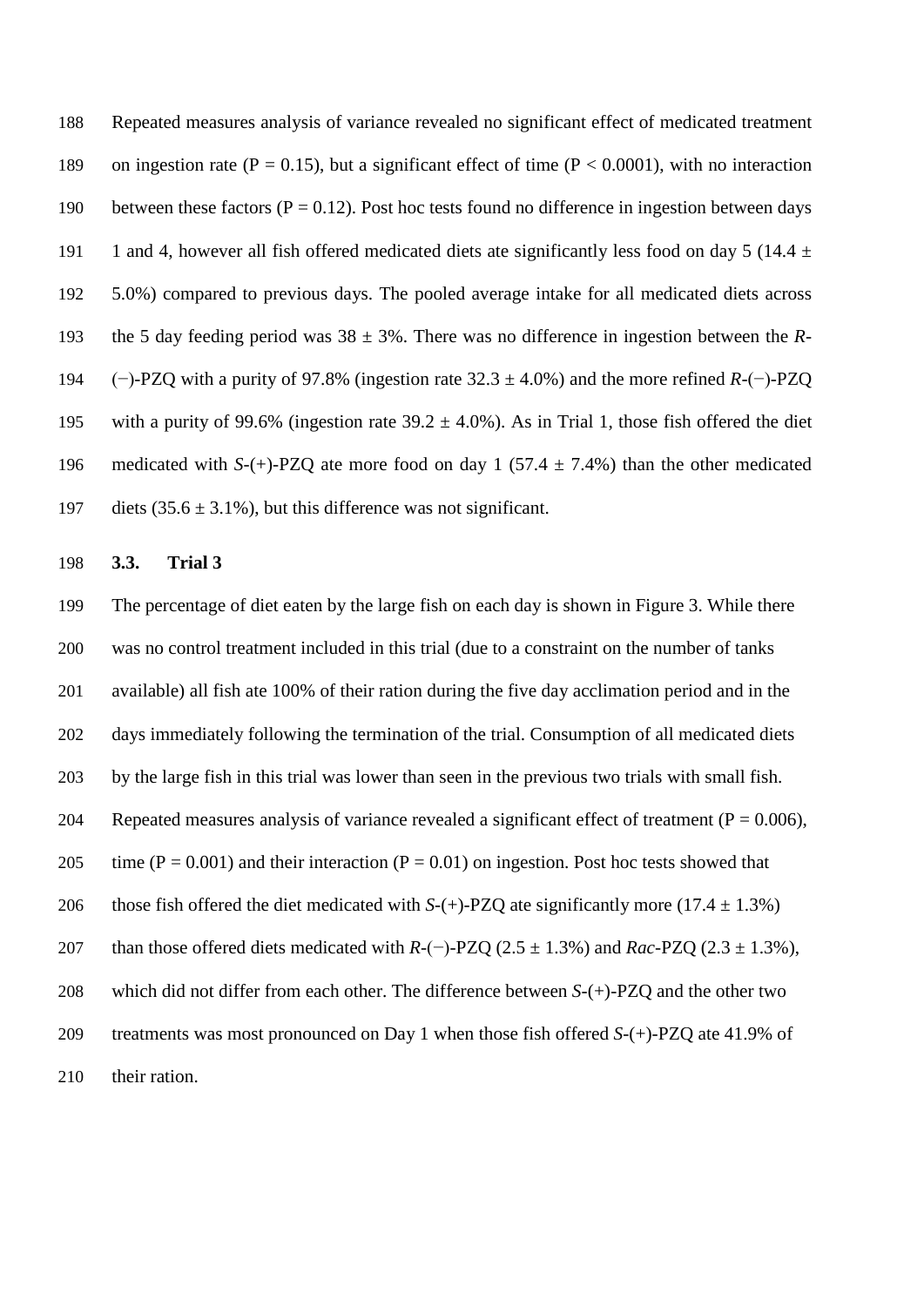Repeated measures analysis of variance revealed no significant effect of medicated treatment on ingestion rate ($P = 0.15$), but a significant effect of time ($P < 0.0001$), with no interaction between these factors ($P = 0.12$). Post hoc tests found no difference in ingestion between days 1 and 4, however all fish offered medicated diets ate significantly less food on day 5 (14.4 ± 5.0%) compared to previous days. The pooled average intake for all medicated diets across the 5 day feeding period was 38 ± 3%. There was no difference in ingestion between the *R*-(−)-PZQ with a purity of 97.8% (ingestion rate 32.3 ± 4.0%) and the more refined *R*-(−)-PZQ with a purity of 99.6% (ingestion rate 39.2 ± 4.0%). As in Trial 1, those fish offered the diet medicated with *S*-(+)-PZQ ate more food on day 1 (57.4 ± 7.4%) than the other medicated diets (35.6 ± 3.1%), but this difference was not significant.

### 3.3. Trial 3

The percentage of diet eaten by the large fish on each day is shown in Figure 3. While there was no control treatment included in this trial (due to a constraint on the number of tanks available) all fish ate 100% of their ration during the five day acclimation period and in the days immediately following the termination of the trial. Consumption of all medicated diets by the large fish in this trial was lower than seen in the previous two trials with small fish. Repeated measures analysis of variance revealed a significant effect of treatment ($P = 0.006$), time ($P = 0.001$) and their interaction ($P = 0.01$) on ingestion. Post hoc tests showed that those fish offered the diet medicated with *S*-(+)-PZQ ate significantly more (17.4 ± 1.3%) than those offered diets medicated with *R*-(−)-PZQ (2.5 ± 1.3%) and *Rac*-PZQ (2.3 ± 1.3%), which did not differ from each other. The difference between *S*-(+)-PZQ and the other two treatments was most pronounced on Day 1 when those fish offered *S*-(+)-PZQ ate 41.9% of their ration.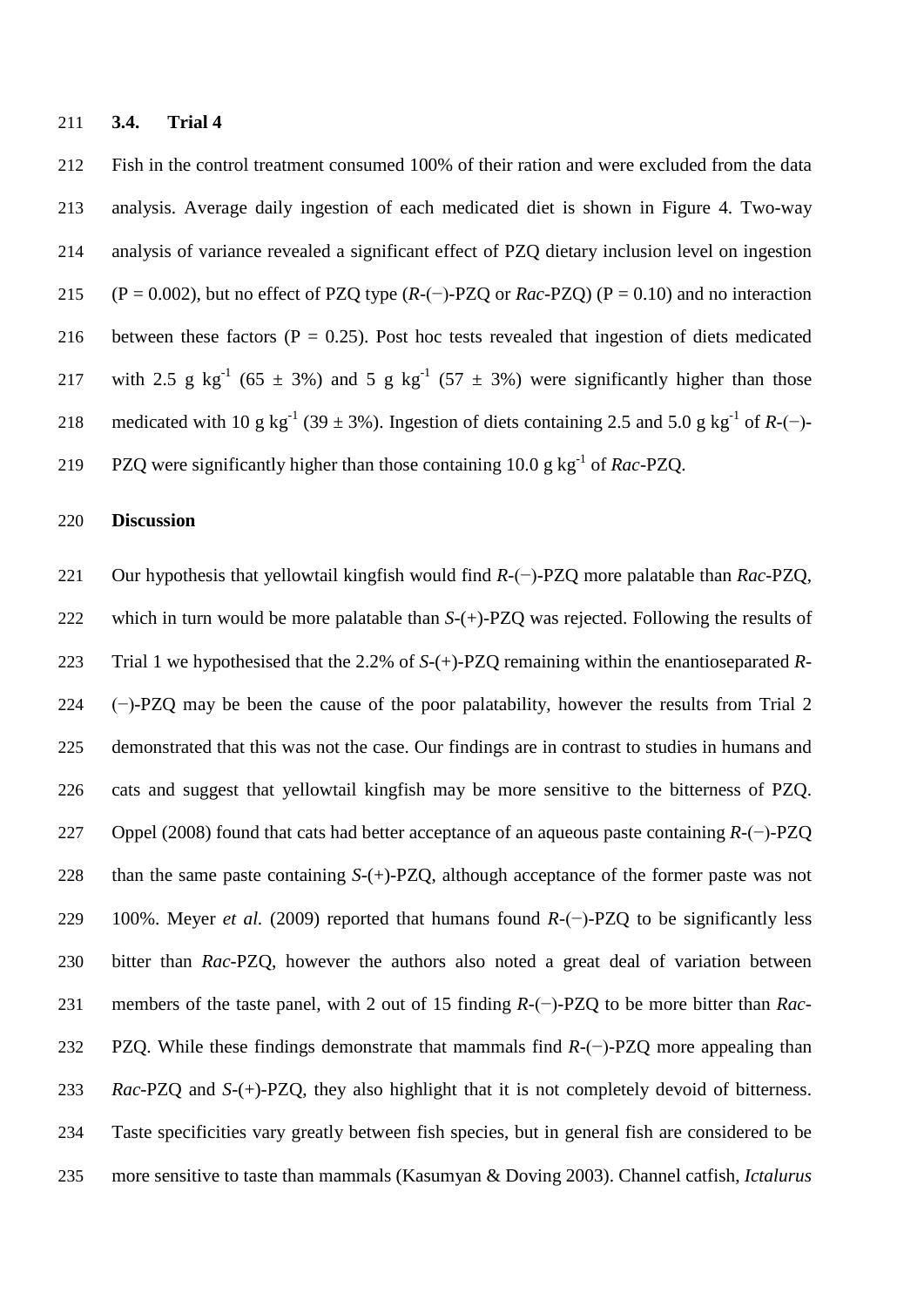### 3.4. Trial 4

Fish in the control treatment consumed 100% of their ration and were excluded from the data analysis. Average daily ingestion of each medicated diet is shown in Figure 4. Two-way analysis of variance revealed a significant effect of PZQ dietary inclusion level on ingestion ($P = 0.002$), but no effect of PZQ type (*R*-(−)-PZQ or *Rac*-PZQ) ($P = 0.10$) and no interaction between these factors ($P = 0.25$). Post hoc tests revealed that ingestion of diets medicated with 2.5 g $kg^{-1}$ (65 ± 3%) and 5 g $kg^{-1}$ (57 ± 3%) were significantly higher than those medicated with 10 g $kg^{-1}$ (39 ± 3%). Ingestion of diets containing 2.5 and 5.0 g $kg^{-1}$ of *R*-(−)-PZQ were significantly higher than those containing 10.0 g $kg^{-1}$ of *Rac*-PZQ.

## Discussion

Our hypothesis that yellowtail kingfish would find *R*-(−)-PZQ more palatable than *Rac*-PZQ, which in turn would be more palatable than *S*-(+)-PZQ was rejected. Following the results of Trial 1 we hypothesised that the 2.2% of *S*-(+)-PZQ remaining within the enantioseparated *R*-(−)-PZQ may be been the cause of the poor palatability, however the results from Trial 2 demonstrated that this was not the case. Our findings are in contrast to studies in humans and cats and suggest that yellowtail kingfish may be more sensitive to the bitterness of PZQ. Oppel (2008) found that cats had better acceptance of an aqueous paste containing *R*-(−)-PZQ than the same paste containing *S*-(+)-PZQ, although acceptance of the former paste was not 100%. Meyer *et al.* (2009) reported that humans found *R*-(−)-PZQ to be significantly less bitter than *Rac*-PZQ, however the authors also noted a great deal of variation between members of the taste panel, with 2 out of 15 finding *R*-(−)-PZQ to be more bitter than *Rac*-PZQ. While these findings demonstrate that mammals find *R*-(−)-PZQ more appealing than *Rac*-PZQ and *S*-(+)-PZQ, they also highlight that it is not completely devoid of bitterness. Taste specificities vary greatly between fish species, but in general fish are considered to be more sensitive to taste than mammals (Kasumyan & Doving 2003). Channel catfish, *Ictalurus*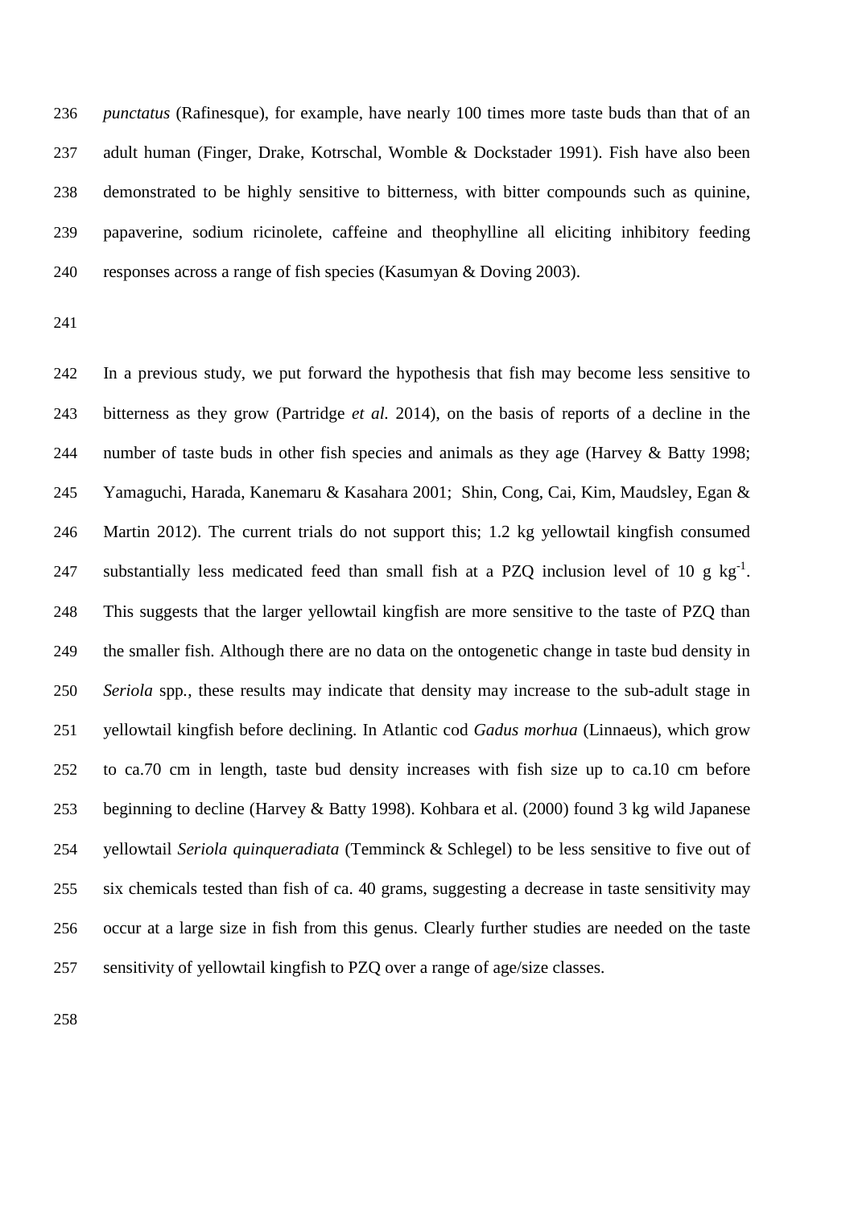*punctatus* (Rafinesque), for example, have nearly 100 times more taste buds than that of an adult human (Finger, Drake, Kotrschal, Womble & Dockstader 1991). Fish have also been demonstrated to be highly sensitive to bitterness, with bitter compounds such as quinine, papaverine, sodium ricinolete, caffeine and theophylline all eliciting inhibitory feeding responses across a range of fish species (Kasumyan & Doving 2003).

In a previous study, we put forward the hypothesis that fish may become less sensitive to bitterness as they grow (Partridge *et al.* 2014), on the basis of reports of a decline in the number of taste buds in other fish species and animals as they age (Harvey & Batty 1998; Yamaguchi, Harada, Kanemaru & Kasahara 2001; Shin, Cong, Cai, Kim, Maudsley, Egan & Martin 2012). The current trials do not support this; 1.2 kg yellowtail kingfish consumed substantially less medicated feed than small fish at a PZQ inclusion level of 10 g $kg^{-1}$. This suggests that the larger yellowtail kingfish are more sensitive to the taste of PZQ than the smaller fish. Although there are no data on the ontogenetic change in taste bud density in *Seriola* spp., these results may indicate that density may increase to the sub-adult stage in yellowtail kingfish before declining. In Atlantic cod *Gadus morhua* (Linnaeus), which grow to ca.70 cm in length, taste bud density increases with fish size up to ca.10 cm before beginning to decline (Harvey & Batty 1998). Kohbara et al. (2000) found 3 kg wild Japanese yellowtail *Seriola quinqueradiata* (Temminck & Schlegel) to be less sensitive to five out of six chemicals tested than fish of ca. 40 grams, suggesting a decrease in taste sensitivity may occur at a large size in fish from this genus. Clearly further studies are needed on the taste sensitivity of yellowtail kingfish to PZQ over a range of age/size classes.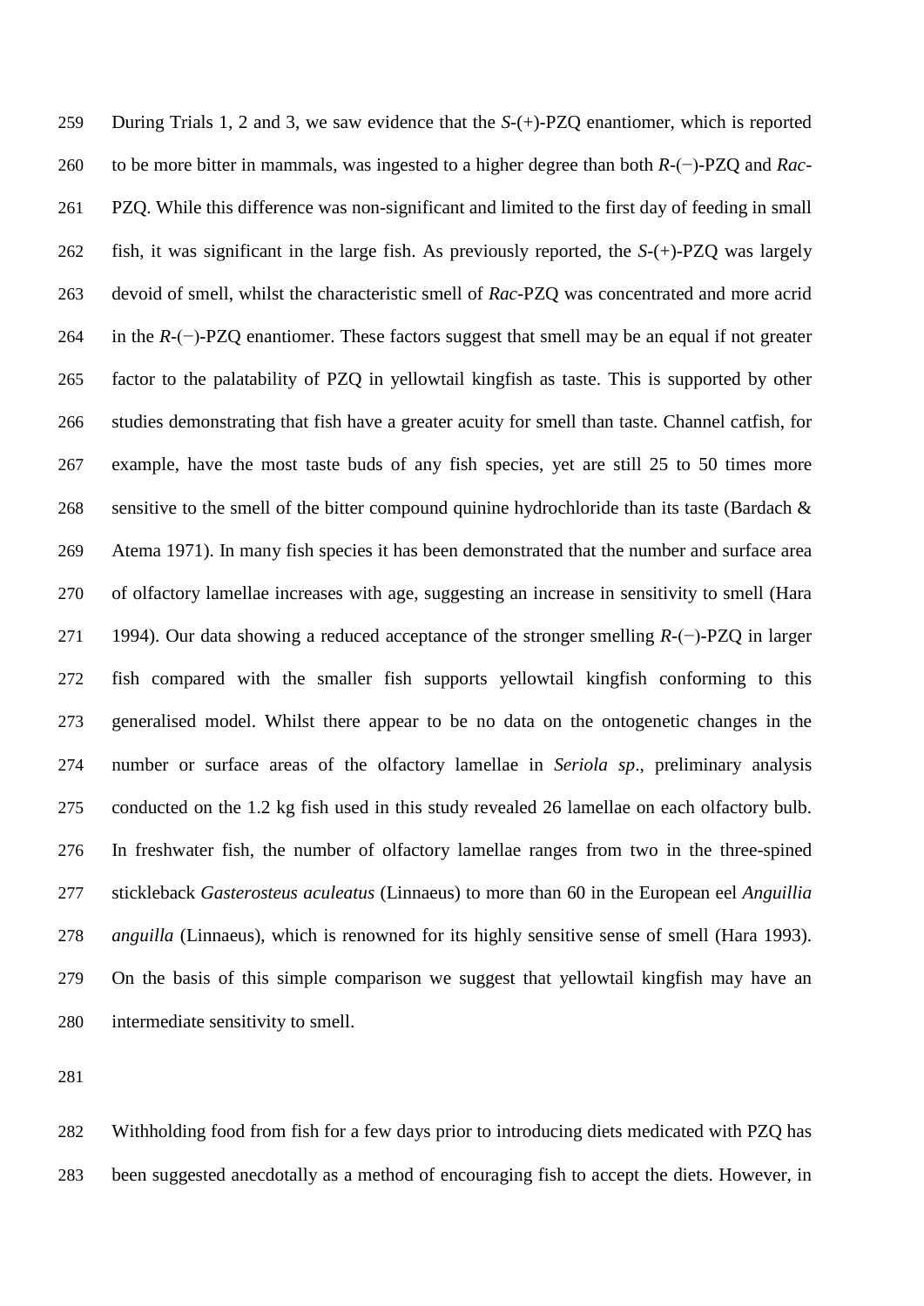During Trials 1, 2 and 3, we saw evidence that the *S*-(+)-PZQ enantiomer, which is reported to be more bitter in mammals, was ingested to a higher degree than both *R*-(−)-PZQ and *Rac*-PZQ. While this difference was non-significant and limited to the first day of feeding in small fish, it was significant in the large fish. As previously reported, the *S*-(+)-PZQ was largely devoid of smell, whilst the characteristic smell of *Rac*-PZQ was concentrated and more acrid in the *R*-(−)-PZQ enantiomer. These factors suggest that smell may be an equal if not greater factor to the palatability of PZQ in yellowtail kingfish as taste. This is supported by other studies demonstrating that fish have a greater acuity for smell than taste. Channel catfish, for example, have the most taste buds of any fish species, yet are still 25 to 50 times more sensitive to the smell of the bitter compound quinine hydrochloride than its taste (Bardach & Atema 1971). In many fish species it has been demonstrated that the number and surface area of olfactory lamellae increases with age, suggesting an increase in sensitivity to smell (Hara 1994). Our data showing a reduced acceptance of the stronger smelling *R*-(−)-PZQ in larger fish compared with the smaller fish supports yellowtail kingfish conforming to this generalised model. Whilst there appear to be no data on the ontogenetic changes in the number or surface areas of the olfactory lamellae in *Seriola sp*., preliminary analysis conducted on the 1.2 kg fish used in this study revealed 26 lamellae on each olfactory bulb. In freshwater fish, the number of olfactory lamellae ranges from two in the three-spined stickleback *Gasterosteus aculeatus* (Linnaeus) to more than 60 in the European eel *Anguillia anguilla* (Linnaeus), which is renowned for its highly sensitive sense of smell (Hara 1993). On the basis of this simple comparison we suggest that yellowtail kingfish may have an intermediate sensitivity to smell.

Withholding food from fish for a few days prior to introducing diets medicated with PZQ has been suggested anecdotally as a method of encouraging fish to accept the diets. However, in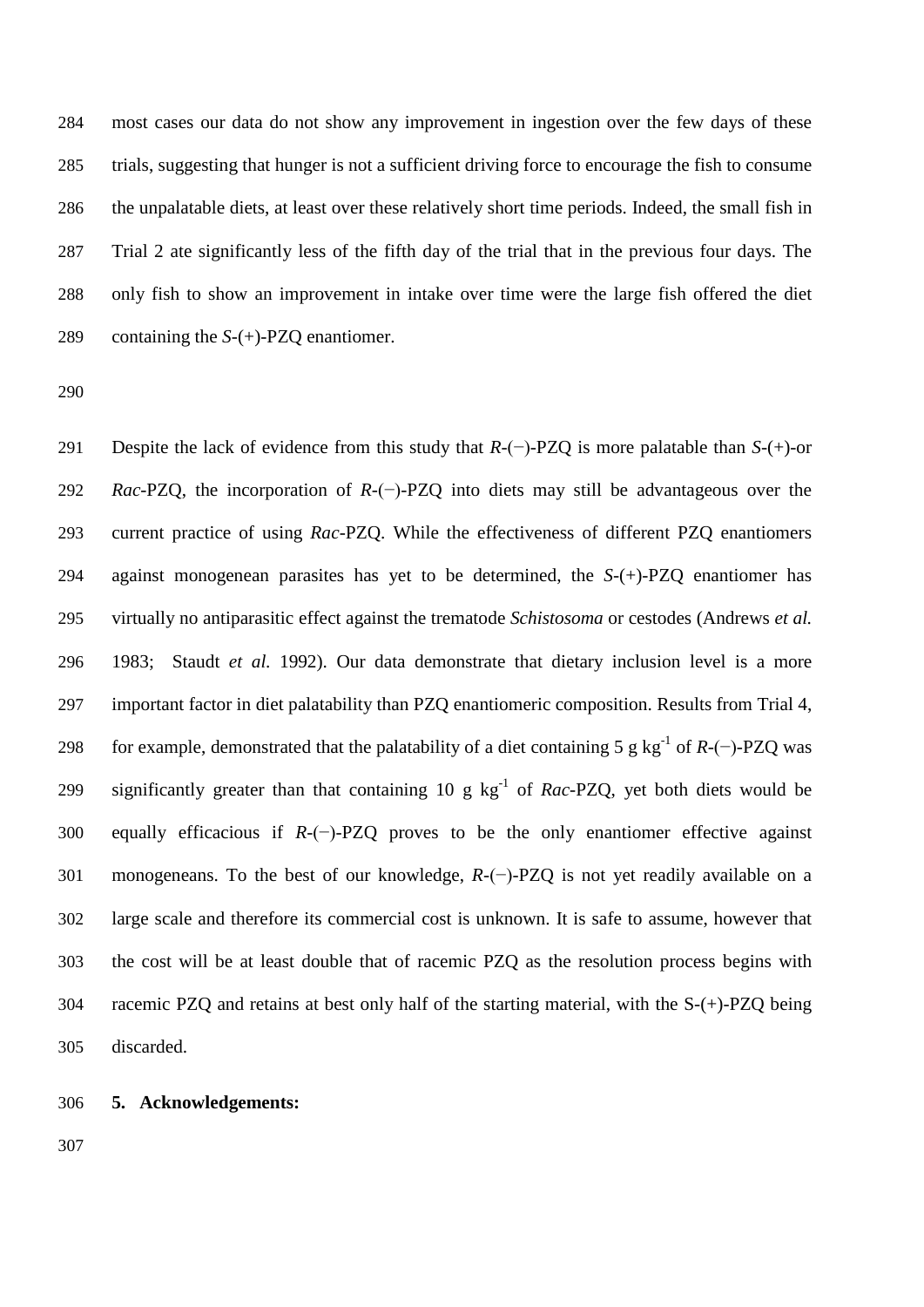most cases our data do not show any improvement in ingestion over the few days of these trials, suggesting that hunger is not a sufficient driving force to encourage the fish to consume the unpalatable diets, at least over these relatively short time periods. Indeed, the small fish in Trial 2 ate significantly less of the fifth day of the trial that in the previous four days. The only fish to show an improvement in intake over time were the large fish offered the diet containing the *S*-(+)-PZQ enantiomer.

Despite the lack of evidence from this study that *R*-(−)-PZQ is more palatable than *S*-(+)-or *Rac*-PZQ, the incorporation of *R*-(−)-PZQ into diets may still be advantageous over the current practice of using *Rac*-PZQ. While the effectiveness of different PZQ enantiomers against monogenean parasites has yet to be determined, the *S*-(+)-PZQ enantiomer has virtually no antiparasitic effect against the trematode *Schistosoma* or cestodes (Andrews *et al.* 1983; Staudt *et al.* 1992). Our data demonstrate that dietary inclusion level is a more important factor in diet palatability than PZQ enantiomeric composition. Results from Trial 4, for example, demonstrated that the palatability of a diet containing 5 g $kg^{-1}$ of *R*-(−)-PZQ was significantly greater than that containing 10 g $kg^{-1}$ of *Rac*-PZQ, yet both diets would be equally efficacious if *R*-(−)-PZQ proves to be the only enantiomer effective against monogeneans. To the best of our knowledge, *R*-(−)-PZQ is not yet readily available on a large scale and therefore its commercial cost is unknown. It is safe to assume, however that the cost will be at least double that of racemic PZQ as the resolution process begins with racemic PZQ and retains at best only half of the starting material, with the S-(+)-PZQ being discarded.

## 5. Acknowledgements: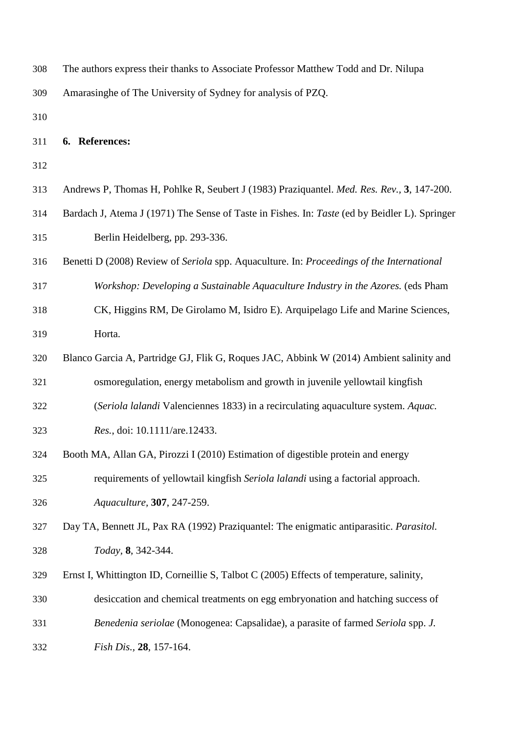The authors express their thanks to Associate Professor Matthew Todd and Dr. Nilupa Amarasinghe of The University of Sydney for analysis of PZQ.

## 6. References:

Andrews P, Thomas H, Pohlke R, Seubert J (1983) Praziquantel. *Med. Res. Rev.*, **3**, 147-200.

Bardach J, Atema J (1971) The Sense of Taste in Fishes. In: *Taste* (ed by Beidler L). Springer Berlin Heidelberg, pp. 293-336.

Benetti D (2008) Review of *Seriola* spp. Aquaculture. In: *Proceedings of the International Workshop: Developing a Sustainable Aquaculture Industry in the Azores.* (eds Pham CK, Higgins RM, De Girolamo M, Isidro E). Arquipelago Life and Marine Sciences, Horta.

Blanco Garcia A, Partridge GJ, Flik G, Roques JAC, Abbink W (2014) Ambient salinity and osmoregulation, energy metabolism and growth in juvenile yellowtail kingfish (*Seriola lalandi* Valenciennes 1833) in a recirculating aquaculture system. *Aquac. Res.*, doi: 10.1111/are.12433.

Booth MA, Allan GA, Pirozzi I (2010) Estimation of digestible protein and energy requirements of yellowtail kingfish *Seriola lalandi* using a factorial approach. *Aquaculture*, **307**, 247-259.

Day TA, Bennett JL, Pax RA (1992) Praziquantel: The enigmatic antiparasitic. *Parasitol. Today*, **8**, 342-344.

Ernst I, Whittington ID, Corneillie S, Talbot C (2005) Effects of temperature, salinity, desiccation and chemical treatments on egg embryonation and hatching success of *Benedenia seriolae* (Monogenea: Capsalidae), a parasite of farmed *Seriola* spp. *J. Fish Dis.*, **28**, 157-164.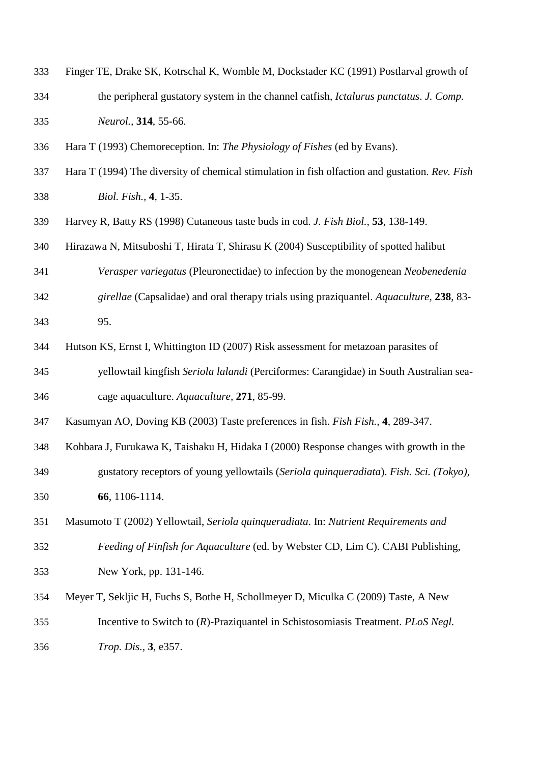Finger TE, Drake SK, Kotrschal K, Womble M, Dockstader KC (1991) Postlarval growth of the peripheral gustatory system in the channel catfish, *Ictalurus punctatus*. *J. Comp. Neurol.*, **314**, 55-66.

Hara T (1993) Chemoreception. In: *The Physiology of Fishes* (ed by Evans).

Hara T (1994) The diversity of chemical stimulation in fish olfaction and gustation. *Rev. Fish Biol. Fish.*, **4**, 1-35.

Harvey R, Batty RS (1998) Cutaneous taste buds in cod. *J. Fish Biol.*, **53**, 138-149.

Hirazawa N, Mitsuboshi T, Hirata T, Shirasu K (2004) Susceptibility of spotted halibut *Verasper variegatus* (Pleuronectidae) to infection by the monogenean *Neobenedenia girellae* (Capsalidae) and oral therapy trials using praziquantel. *Aquaculture,* **238**, 83-95.

Hutson KS, Ernst I, Whittington ID (2007) Risk assessment for metazoan parasites of yellowtail kingfish *Seriola lalandi* (Perciformes: Carangidae) in South Australian sea-cage aquaculture. *Aquaculture,* **271**, 85-99.

Kasumyan AO, Doving KB (2003) Taste preferences in fish. *Fish Fish.*, **4**, 289-347.

Kohbara J, Furukawa K, Taishaku H, Hidaka I (2000) Response changes with growth in the gustatory receptors of young yellowtails (*Seriola quinqueradiata*). *Fish. Sci. (Tokyo)*, **66**, 1106-1114.

Masumoto T (2002) Yellowtail, *Seriola quinqueradiata*. In: *Nutrient Requirements and Feeding of Finfish for Aquaculture* (ed. by Webster CD, Lim C). CABI Publishing, New York, pp. 131-146.

Meyer T, Sekljic H, Fuchs S, Bothe H, Schollmeyer D, Miculka C (2009) Taste, A New Incentive to Switch to (*R*)-Praziquantel in Schistosomiasis Treatment. *PLoS Negl. Trop. Dis.*, **3**, e357.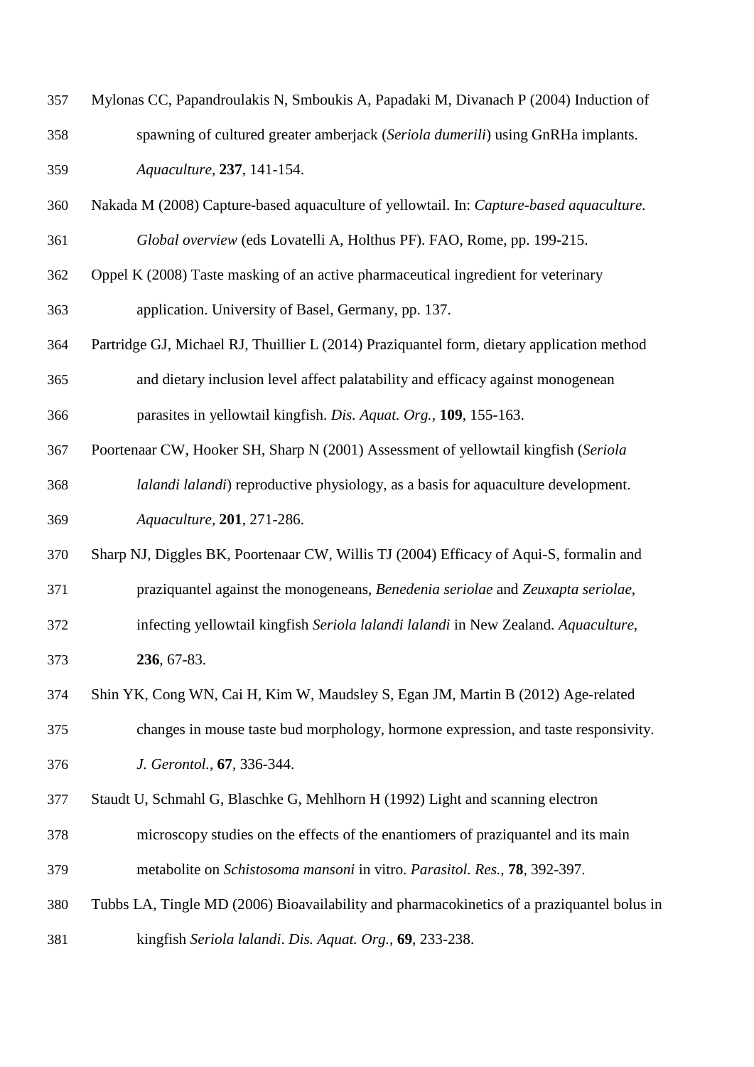Mylonas CC, Papandroulakis N, Smboukis A, Papadaki M, Divanach P (2004) Induction of spawning of cultured greater amberjack (*Seriola dumerili*) using GnRHa implants. *Aquaculture,* **237**, 141-154.

Nakada M (2008) Capture-based aquaculture of yellowtail. In: *Capture-based aquaculture. Global overview* (eds Lovatelli A, Holthus PF). FAO, Rome, pp. 199-215.

Oppel K (2008) Taste masking of an active pharmaceutical ingredient for veterinary application. University of Basel, Germany, pp. 137.

Partridge GJ, Michael RJ, Thuillier L (2014) Praziquantel form, dietary application method and dietary inclusion level affect palatability and efficacy against monogenean parasites in yellowtail kingfish. *Dis. Aquat. Org.*, **109**, 155-163.

Poortenaar CW, Hooker SH, Sharp N (2001) Assessment of yellowtail kingfish (*Seriola lalandi lalandi*) reproductive physiology, as a basis for aquaculture development. *Aquaculture,* **201**, 271-286.

Sharp NJ, Diggles BK, Poortenaar CW, Willis TJ (2004) Efficacy of Aqui-S, formalin and praziquantel against the monogeneans, *Benedenia seriolae* and *Zeuxapta seriolae*, infecting yellowtail kingfish *Seriola lalandi lalandi* in New Zealand. *Aquaculture,* **236**, 67-83.

Shin YK, Cong WN, Cai H, Kim W, Maudsley S, Egan JM, Martin B (2012) Age-related changes in mouse taste bud morphology, hormone expression, and taste responsivity. *J. Gerontol.,* **67**, 336-344.

Staudt U, Schmahl G, Blaschke G, Mehlhorn H (1992) Light and scanning electron microscopy studies on the effects of the enantiomers of praziquantel and its main metabolite on *Schistosoma mansoni* in vitro. *Parasitol. Res.,* **78**, 392-397.

Tubbs LA, Tingle MD (2006) Bioavailability and pharmacokinetics of a praziquantel bolus in kingfish *Seriola lalandi*. *Dis. Aquat. Org.,* **69**, 233-238.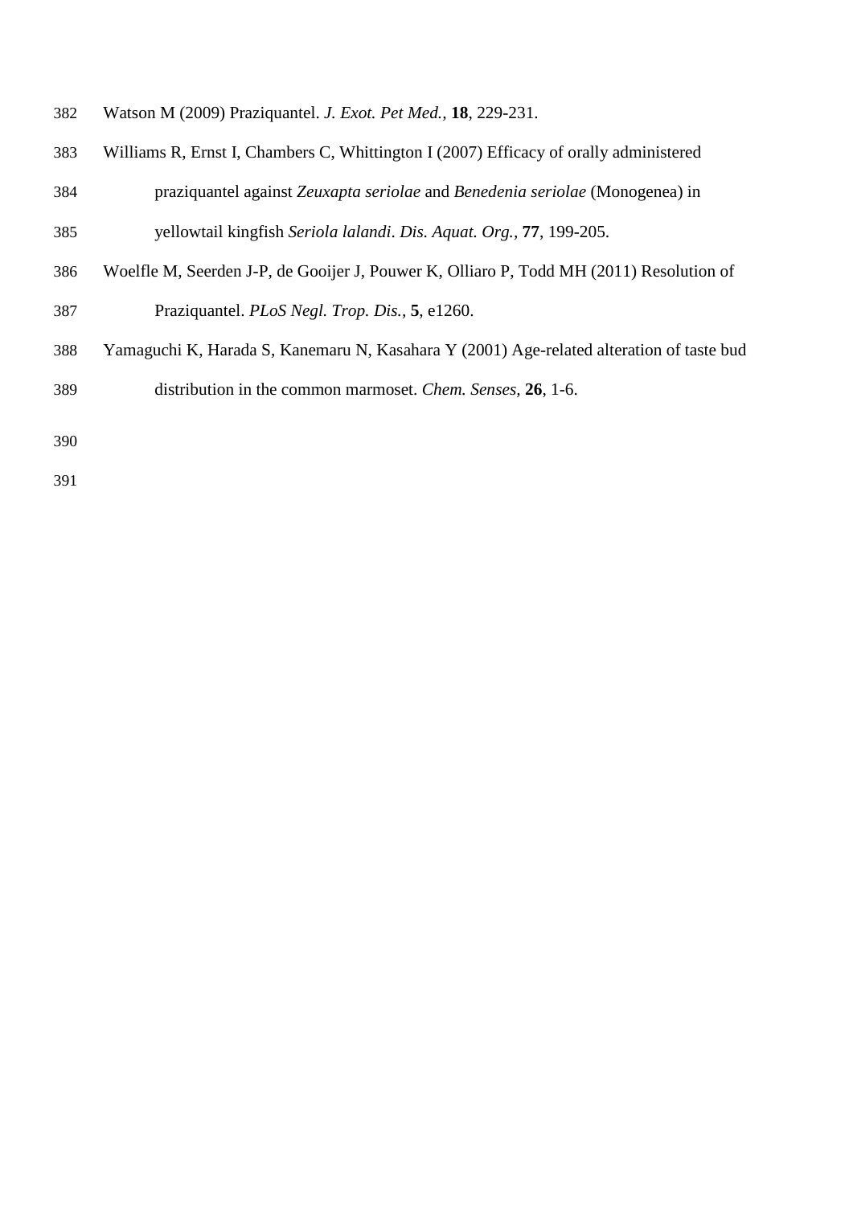Watson M (2009) Praziquantel. *J. Exot. Pet Med.*, **18**, 229-231.

Williams R, Ernst I, Chambers C, Whittington I (2007) Efficacy of orally administered praziquantel against *Zeuxapta seriolae* and *Benedenia seriolae* (Monogenea) in yellowtail kingfish *Seriola lalandi*. *Dis. Aquat. Org.*, **77**, 199-205.

Woelfle M, Seerden J-P, de Gooijer J, Pouwer K, Olliaro P, Todd MH (2011) Resolution of Praziquantel. *PLoS Negl. Trop. Dis.*, **5**, e1260.

Yamaguchi K, Harada S, Kanemaru N, Kasahara Y (2001) Age-related alteration of taste bud distribution in the common marmoset. *Chem. Senses*, **26**, 1-6.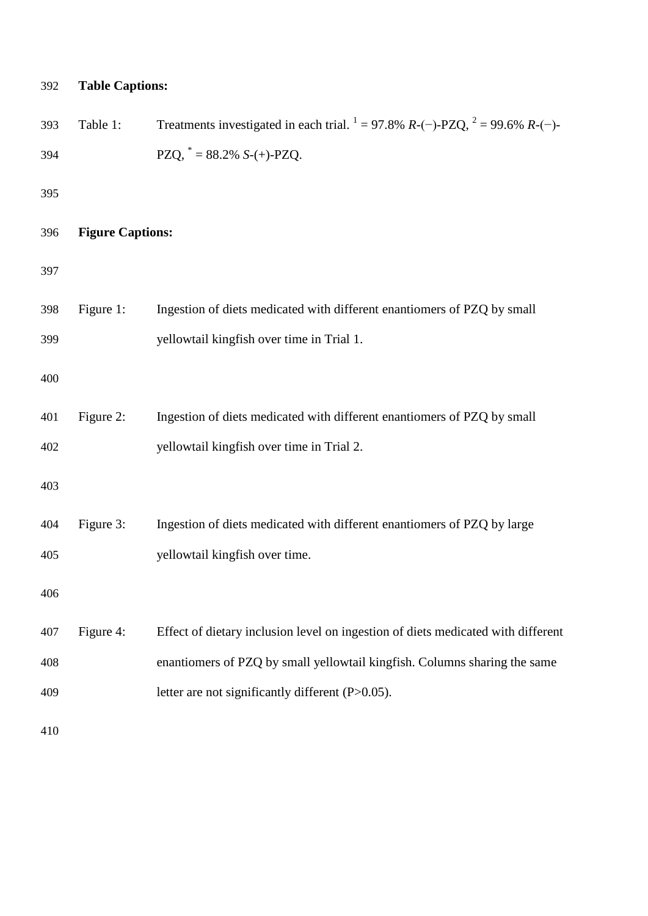**Table Captions:**

Table 1: Treatments investigated in each trial. [1] = 97.8% *R*-(−)-PZQ, [2] = 99.6% *R*-(−)-PZQ, [*] = 88.2% *S*-(+)-PZQ.

**Figure Captions:**

Figure 1: Ingestion of diets medicated with different enantiomers of PZQ by small yellowtail kingfish over time in Trial 1.

Figure 2: Ingestion of diets medicated with different enantiomers of PZQ by small yellowtail kingfish over time in Trial 2.

Figure 3: Ingestion of diets medicated with different enantiomers of PZQ by large yellowtail kingfish over time.

Figure 4: Effect of dietary inclusion level on ingestion of diets medicated with different enantiomers of PZQ by small yellowtail kingfish. Columns sharing the same letter are not significantly different ($P > 0.05$).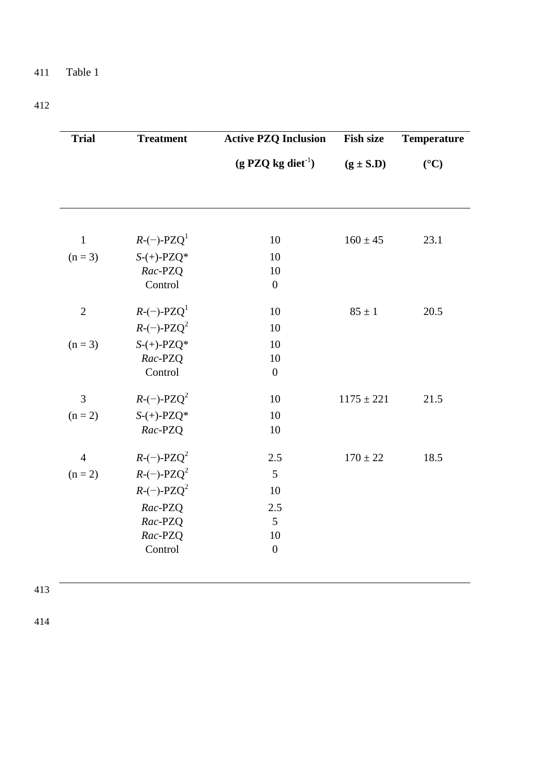Table 1

| Trial | Treatment | Active PZQ Inclusion (g PZQ kg diet$^{-1}$) | Fish size (g ± S.D) | Temperature (°C) |
|---|---|---|---|---|
| 1 | *R*-(−)-PZQ[1] | 10 | 160 ± 45 | 23.1 |
| (n = 3) | *S*-(+)-PZQ* | 10 | | |
| | *Rac*-PZQ | 10 | | |
| | Control | 0 | | |
| 2 | *R*-(−)-PZQ[1] | 10 | 85 ± 1 | 20.5 |
| | *R*-(−)-PZQ[2] | 10 | | |
| (n = 3) | *S*-(+)-PZQ* | 10 | | |
| | *Rac*-PZQ | 10 | | |
| | Control | 0 | | |
| 3 | *R*-(−)-PZQ[2] | 10 | 1175 ± 221 | 21.5 |
| (n = 2) | *S*-(+)-PZQ* | 10 | | |
| | *Rac*-PZQ | 10 | | |
| 4 | *R*-(−)-PZQ[2] | 2.5 | 170 ± 22 | 18.5 |
| (n = 2) | *R*-(−)-PZQ[2] | 5 | | |
| | *R*-(−)-PZQ[2] | 10 | | |
| | *Rac*-PZQ | 2.5 | | |
| | *Rac*-PZQ | 5 | | |
| | *Rac*-PZQ | 10 | | |
| | Control | 0 | | |